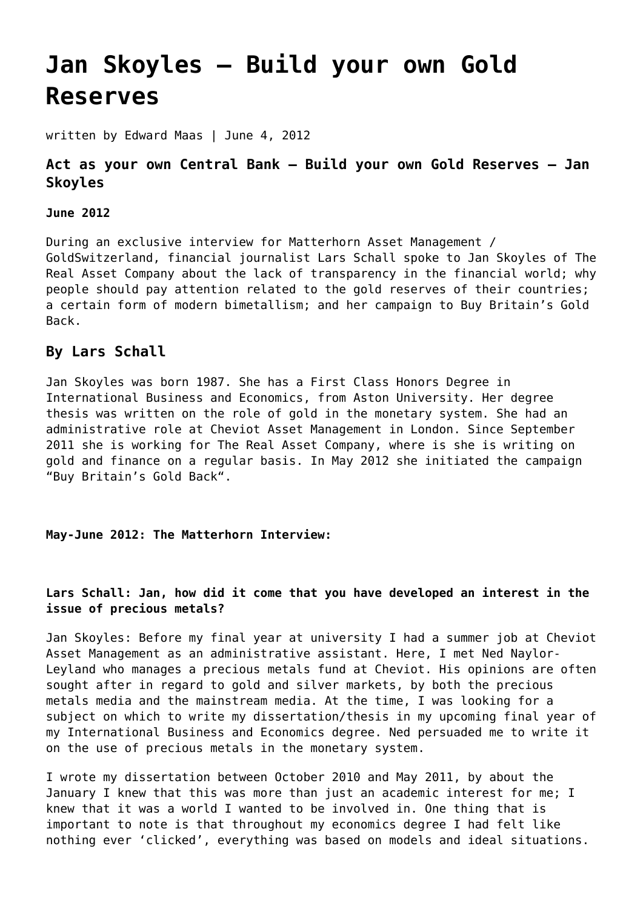# Jan Skoyles – Build your own Gold Reserves

written by Edward Maas | June 4, 2012

### Act as your own Central Bank – Build your own Gold Reserves – Jan Skoyles

**June 2012**

During an exclusive interview for Matterhorn Asset Management / GoldSwitzerland, financial journalist Lars Schall spoke to Jan Skoyles of The Real Asset Company about the lack of transparency in the financial world; why people should pay attention related to the gold reserves of their countries; a certain form of modern bimetallism; and her campaign to Buy Britain's Gold Back.

## By Lars Schall

Jan Skoyles was born 1987. She has a First Class Honors Degree in International Business and Economics, from Aston University. Her degree thesis was written on the role of gold in the monetary system. She had an administrative role at Cheviot Asset Management in London. Since September 2011 she is working for The Real Asset Company, where is she is writing on gold and finance on a regular basis. In May 2012 she initiated the campaign "Buy Britain's Gold Back".

**May-June 2012: The Matterhorn Interview:**

**Lars Schall: Jan, how did it come that you have developed an interest in the issue of precious metals?**

Jan Skoyles: Before my final year at university I had a summer job at Cheviot Asset Management as an administrative assistant. Here, I met Ned Naylor-Leyland who manages a precious metals fund at Cheviot. His opinions are often sought after in regard to gold and silver markets, by both the precious metals media and the mainstream media. At the time, I was looking for a subject on which to write my dissertation/thesis in my upcoming final year of my International Business and Economics degree. Ned persuaded me to write it on the use of precious metals in the monetary system.

I wrote my dissertation between October 2010 and May 2011, by about the January I knew that this was more than just an academic interest for me; I knew that it was a world I wanted to be involved in. One thing that is important to note is that throughout my economics degree I had felt like nothing ever 'clicked', everything was based on models and ideal situations.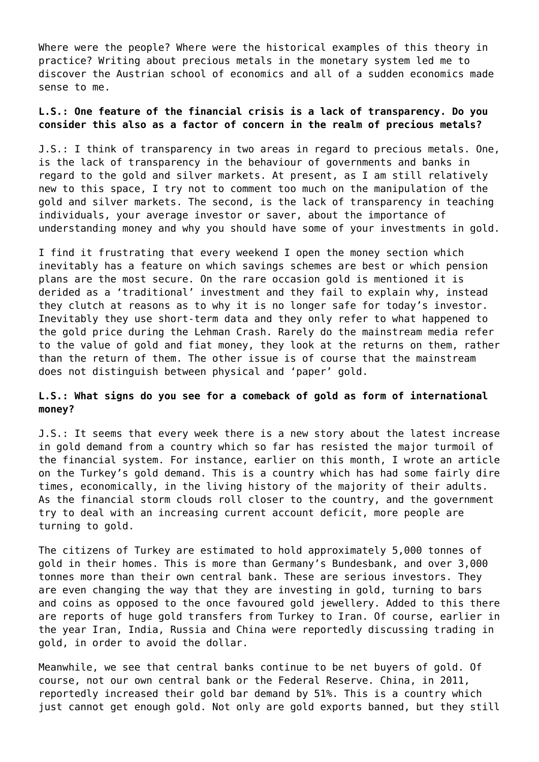Where were the people? Where were the historical examples of this theory in practice? Writing about precious metals in the monetary system led me to discover the Austrian school of economics and all of a sudden economics made sense to me.

**L.S.: One feature of the financial crisis is a lack of transparency. Do you consider this also as a factor of concern in the realm of precious metals?**

J.S.: I think of transparency in two areas in regard to precious metals. One, is the lack of transparency in the behaviour of governments and banks in regard to the gold and silver markets. At present, as I am still relatively new to this space, I try not to comment too much on the manipulation of the gold and silver markets. The second, is the lack of transparency in teaching individuals, your average investor or saver, about the importance of understanding money and why you should have some of your investments in gold.

I find it frustrating that every weekend I open the money section which inevitably has a feature on which savings schemes are best or which pension plans are the most secure. On the rare occasion gold is mentioned it is derided as a 'traditional' investment and they fail to explain why, instead they clutch at reasons as to why it is no longer safe for today's investor. Inevitably they use short-term data and they only refer to what happened to the gold price during the Lehman Crash. Rarely do the mainstream media refer to the value of gold and fiat money, they look at the returns on them, rather than the return of them. The other issue is of course that the mainstream does not distinguish between physical and 'paper' gold.

**L.S.: What signs do you see for a comeback of gold as form of international money?**

J.S.: It seems that every week there is a new story about the latest increase in gold demand from a country which so far has resisted the major turmoil of the financial system. For instance, earlier on this month, I wrote an article on the Turkey's gold demand. This is a country which has had some fairly dire times, economically, in the living history of the majority of their adults. As the financial storm clouds roll closer to the country, and the government try to deal with an increasing current account deficit, more people are turning to gold.

The citizens of Turkey are estimated to hold approximately 5,000 tonnes of gold in their homes. This is more than Germany's Bundesbank, and over 3,000 tonnes more than their own central bank. These are serious investors. They are even changing the way that they are investing in gold, turning to bars and coins as opposed to the once favoured gold jewellery. Added to this there are reports of huge gold transfers from Turkey to Iran. Of course, earlier in the year Iran, India, Russia and China were reportedly discussing trading in gold, in order to avoid the dollar.

Meanwhile, we see that central banks continue to be net buyers of gold. Of course, not our own central bank or the Federal Reserve. China, in 2011, reportedly increased their gold bar demand by 51%. This is a country which just cannot get enough gold. Not only are gold exports banned, but they still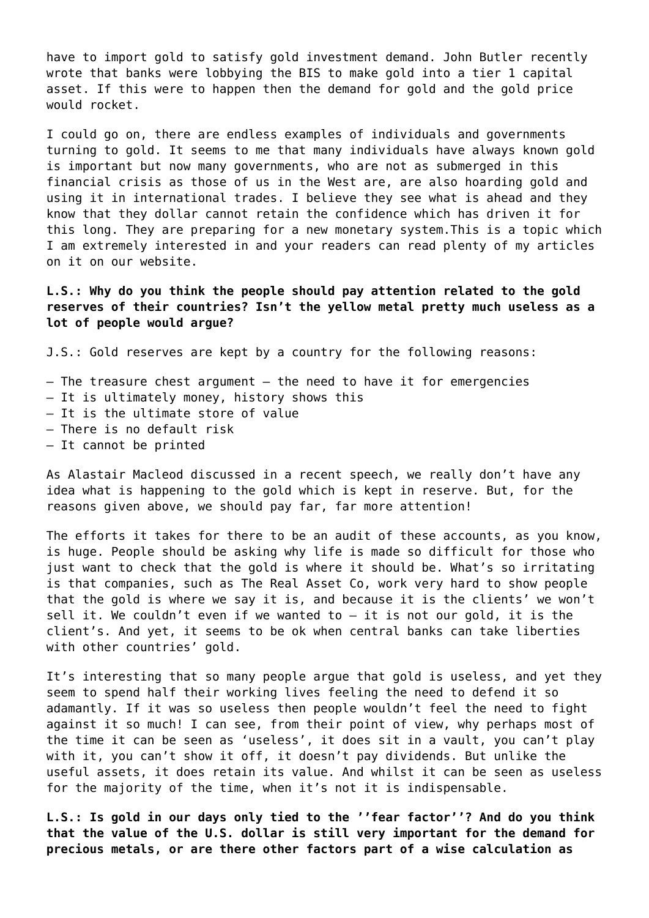have to import gold to satisfy gold investment demand. John Butler recently wrote that banks were lobbying the BIS to make gold into a tier 1 capital asset. If this were to happen then the demand for gold and the gold price would rocket.

I could go on, there are endless examples of individuals and governments turning to gold. It seems to me that many individuals have always known gold is important but now many governments, who are not as submerged in this financial crisis as those of us in the West are, are also hoarding gold and using it in international trades. I believe they see what is ahead and they know that they dollar cannot retain the confidence which has driven it for this long. They are preparing for a new monetary system.This is a topic which I am extremely interested in and your readers can read plenty of my articles on it on our website.

**L.S.: Why do you think the people should pay attention related to the gold reserves of their countries? Isn't the yellow metal pretty much useless as a lot of people would argue?**

J.S.: Gold reserves are kept by a country for the following reasons:

– The treasure chest argument – the need to have it for emergencies
– It is ultimately money, history shows this
– It is the ultimate store of value
– There is no default risk
– It cannot be printed

As Alastair Macleod discussed in a recent speech, we really don't have any idea what is happening to the gold which is kept in reserve. But, for the reasons given above, we should pay far, far more attention!

The efforts it takes for there to be an audit of these accounts, as you know, is huge. People should be asking why life is made so difficult for those who just want to check that the gold is where it should be. What's so irritating is that companies, such as The Real Asset Co, work very hard to show people that the gold is where we say it is, and because it is the clients' we won't sell it. We couldn't even if we wanted to – it is not our gold, it is the client's. And yet, it seems to be ok when central banks can take liberties with other countries' gold.

It's interesting that so many people argue that gold is useless, and yet they seem to spend half their working lives feeling the need to defend it so adamantly. If it was so useless then people wouldn't feel the need to fight against it so much! I can see, from their point of view, why perhaps most of the time it can be seen as 'useless', it does sit in a vault, you can't play with it, you can't show it off, it doesn't pay dividends. But unlike the useful assets, it does retain its value. And whilst it can be seen as useless for the majority of the time, when it's not it is indispensable.

**L.S.: Is gold in our days only tied to the ''fear factor''? And do you think that the value of the U.S. dollar is still very important for the demand for precious metals, or are there other factors part of a wise calculation as**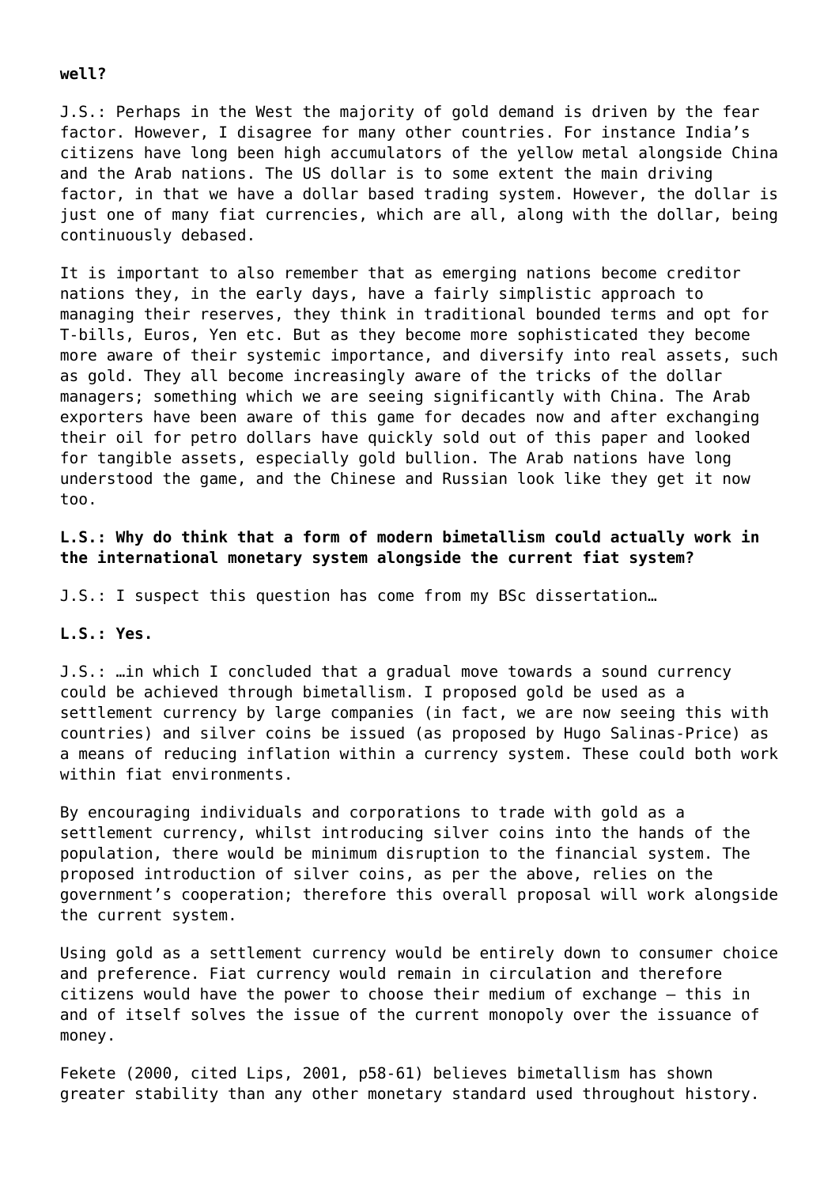**well?**

J.S.: Perhaps in the West the majority of gold demand is driven by the fear factor. However, I disagree for many other countries. For instance India's citizens have long been high accumulators of the yellow metal alongside China and the Arab nations. The US dollar is to some extent the main driving factor, in that we have a dollar based trading system. However, the dollar is just one of many fiat currencies, which are all, along with the dollar, being continuously debased.

It is important to also remember that as emerging nations become creditor nations they, in the early days, have a fairly simplistic approach to managing their reserves, they think in traditional bounded terms and opt for T-bills, Euros, Yen etc. But as they become more sophisticated they become more aware of their systemic importance, and diversify into real assets, such as gold. They all become increasingly aware of the tricks of the dollar managers; something which we are seeing significantly with China. The Arab exporters have been aware of this game for decades now and after exchanging their oil for petro dollars have quickly sold out of this paper and looked for tangible assets, especially gold bullion. The Arab nations have long understood the game, and the Chinese and Russian look like they get it now too.

**L.S.: Why do think that a form of modern bimetallism could actually work in the international monetary system alongside the current fiat system?**

J.S.: I suspect this question has come from my BSc dissertation…

**L.S.: Yes.**

J.S.: …in which I concluded that a gradual move towards a sound currency could be achieved through bimetallism. I proposed gold be used as a settlement currency by large companies (in fact, we are now seeing this with countries) and silver coins be issued (as proposed by Hugo Salinas-Price) as a means of reducing inflation within a currency system. These could both work within fiat environments.

By encouraging individuals and corporations to trade with gold as a settlement currency, whilst introducing silver coins into the hands of the population, there would be minimum disruption to the financial system. The proposed introduction of silver coins, as per the above, relies on the government's cooperation; therefore this overall proposal will work alongside the current system.

Using gold as a settlement currency would be entirely down to consumer choice and preference. Fiat currency would remain in circulation and therefore citizens would have the power to choose their medium of exchange – this in and of itself solves the issue of the current monopoly over the issuance of money.

Fekete (2000, cited Lips, 2001, p58-61) believes bimetallism has shown greater stability than any other monetary standard used throughout history.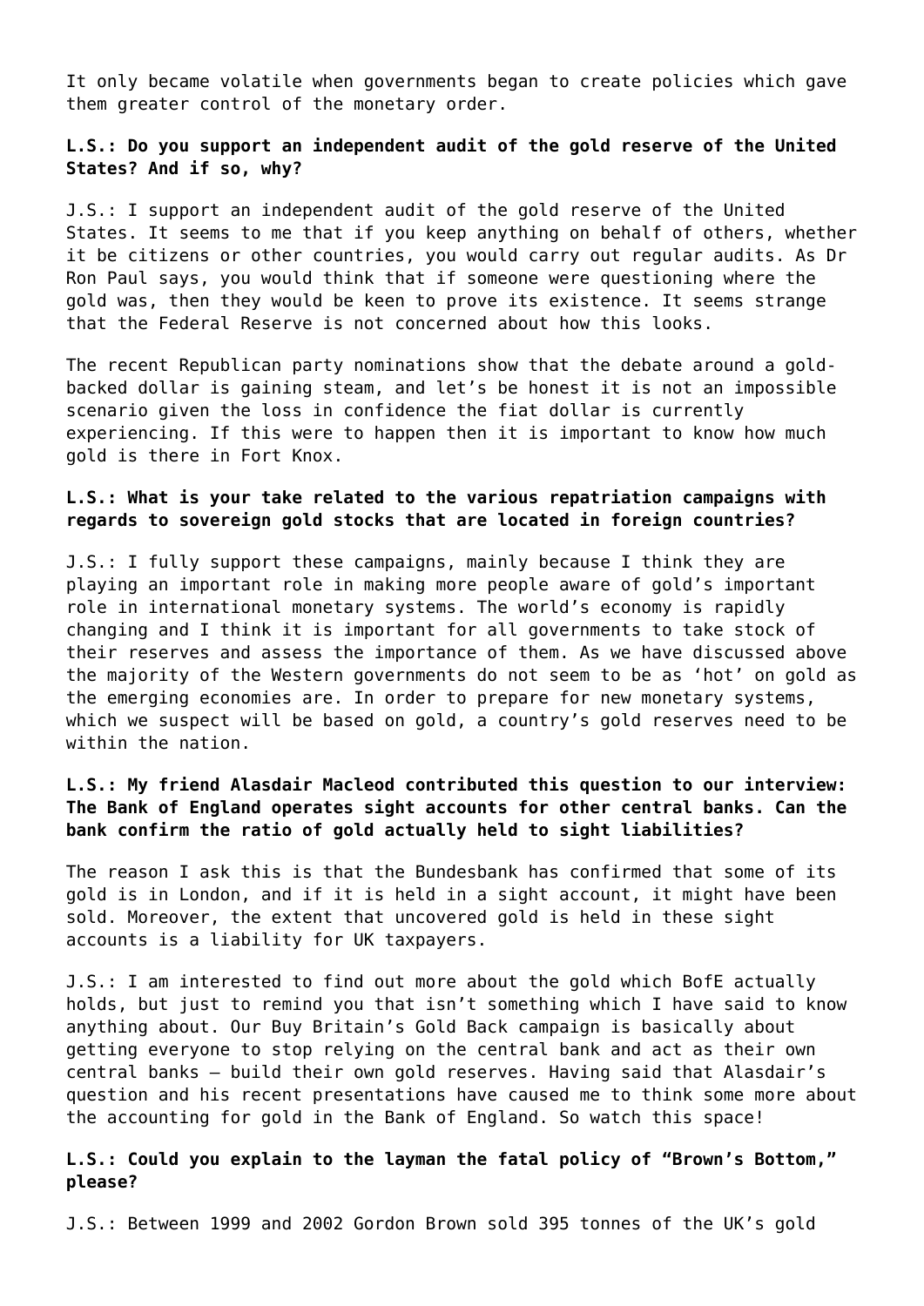It only became volatile when governments began to create policies which gave them greater control of the monetary order.

**L.S.: Do you support an independent audit of the gold reserve of the United States? And if so, why?**

J.S.: I support an independent audit of the gold reserve of the United States. It seems to me that if you keep anything on behalf of others, whether it be citizens or other countries, you would carry out regular audits. As Dr Ron Paul says, you would think that if someone were questioning where the gold was, then they would be keen to prove its existence. It seems strange that the Federal Reserve is not concerned about how this looks.

The recent Republican party nominations show that the debate around a gold-backed dollar is gaining steam, and let's be honest it is not an impossible scenario given the loss in confidence the fiat dollar is currently experiencing. If this were to happen then it is important to know how much gold is there in Fort Knox.

**L.S.: What is your take related to the various repatriation campaigns with regards to sovereign gold stocks that are located in foreign countries?**

J.S.: I fully support these campaigns, mainly because I think they are playing an important role in making more people aware of gold's important role in international monetary systems. The world's economy is rapidly changing and I think it is important for all governments to take stock of their reserves and assess the importance of them. As we have discussed above the majority of the Western governments do not seem to be as 'hot' on gold as the emerging economies are. In order to prepare for new monetary systems, which we suspect will be based on gold, a country's gold reserves need to be within the nation.

**L.S.: My friend Alasdair Macleod contributed this question to our interview: The Bank of England operates sight accounts for other central banks. Can the bank confirm the ratio of gold actually held to sight liabilities?**

The reason I ask this is that the Bundesbank has confirmed that some of its gold is in London, and if it is held in a sight account, it might have been sold. Moreover, the extent that uncovered gold is held in these sight accounts is a liability for UK taxpayers.

J.S.: I am interested to find out more about the gold which BofE actually holds, but just to remind you that isn't something which I have said to know anything about. Our Buy Britain's Gold Back campaign is basically about getting everyone to stop relying on the central bank and act as their own central banks – build their own gold reserves. Having said that Alasdair's question and his recent presentations have caused me to think some more about the accounting for gold in the Bank of England. So watch this space!

**L.S.: Could you explain to the layman the fatal policy of "Brown's Bottom," please?**

J.S.: Between 1999 and 2002 Gordon Brown sold 395 tonnes of the UK's gold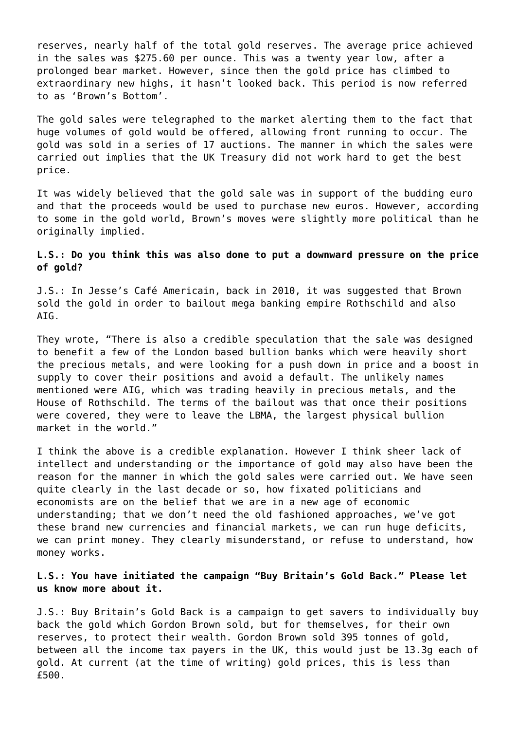reserves, nearly half of the total gold reserves. The average price achieved in the sales was $275.60 per ounce. This was a twenty year low, after a prolonged bear market. However, since then the gold price has climbed to extraordinary new highs, it hasn't looked back. This period is now referred to as 'Brown's Bottom'.

The gold sales were telegraphed to the market alerting them to the fact that huge volumes of gold would be offered, allowing front running to occur. The gold was sold in a series of 17 auctions. The manner in which the sales were carried out implies that the UK Treasury did not work hard to get the best price.

It was widely believed that the gold sale was in support of the budding euro and that the proceeds would be used to purchase new euros. However, according to some in the gold world, Brown's moves were slightly more political than he originally implied.

**L.S.: Do you think this was also done to put a downward pressure on the price of gold?**

J.S.: In Jesse's Café Americain, back in 2010, it was suggested that Brown sold the gold in order to bailout mega banking empire Rothschild and also AIG.

They wrote, "There is also a credible speculation that the sale was designed to benefit a few of the London based bullion banks which were heavily short the precious metals, and were looking for a push down in price and a boost in supply to cover their positions and avoid a default. The unlikely names mentioned were AIG, which was trading heavily in precious metals, and the House of Rothschild. The terms of the bailout was that once their positions were covered, they were to leave the LBMA, the largest physical bullion market in the world."

I think the above is a credible explanation. However I think sheer lack of intellect and understanding or the importance of gold may also have been the reason for the manner in which the gold sales were carried out. We have seen quite clearly in the last decade or so, how fixated politicians and economists are on the belief that we are in a new age of economic understanding; that we don't need the old fashioned approaches, we've got these brand new currencies and financial markets, we can run huge deficits, we can print money. They clearly misunderstand, or refuse to understand, how money works.

**L.S.: You have initiated the campaign "Buy Britain's Gold Back." Please let us know more about it.**

J.S.: Buy Britain's Gold Back is a campaign to get savers to individually buy back the gold which Gordon Brown sold, but for themselves, for their own reserves, to protect their wealth. Gordon Brown sold 395 tonnes of gold, between all the income tax payers in the UK, this would just be 13.3g each of gold. At current (at the time of writing) gold prices, this is less than £500.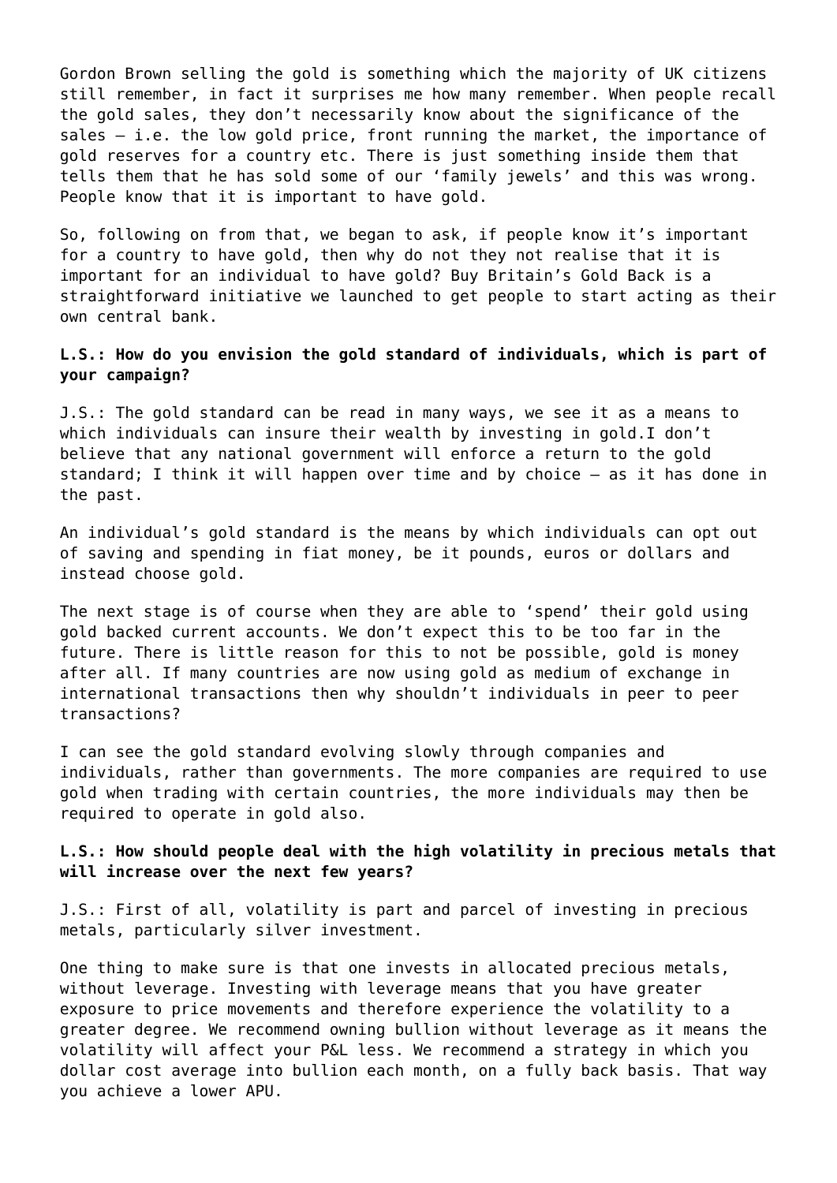Gordon Brown selling the gold is something which the majority of UK citizens still remember, in fact it surprises me how many remember. When people recall the gold sales, they don't necessarily know about the significance of the sales – i.e. the low gold price, front running the market, the importance of gold reserves for a country etc. There is just something inside them that tells them that he has sold some of our 'family jewels' and this was wrong. People know that it is important to have gold.

So, following on from that, we began to ask, if people know it's important for a country to have gold, then why do not they not realise that it is important for an individual to have gold? Buy Britain's Gold Back is a straightforward initiative we launched to get people to start acting as their own central bank.

**L.S.: How do you envision the gold standard of individuals, which is part of your campaign?**

J.S.: The gold standard can be read in many ways, we see it as a means to which individuals can insure their wealth by investing in gold.I don't believe that any national government will enforce a return to the gold standard; I think it will happen over time and by choice – as it has done in the past.

An individual's gold standard is the means by which individuals can opt out of saving and spending in fiat money, be it pounds, euros or dollars and instead choose gold.

The next stage is of course when they are able to 'spend' their gold using gold backed current accounts. We don't expect this to be too far in the future. There is little reason for this to not be possible, gold is money after all. If many countries are now using gold as medium of exchange in international transactions then why shouldn't individuals in peer to peer transactions?

I can see the gold standard evolving slowly through companies and individuals, rather than governments. The more companies are required to use gold when trading with certain countries, the more individuals may then be required to operate in gold also.

**L.S.: How should people deal with the high volatility in precious metals that will increase over the next few years?**

J.S.: First of all, volatility is part and parcel of investing in precious metals, particularly silver investment.

One thing to make sure is that one invests in allocated precious metals, without leverage. Investing with leverage means that you have greater exposure to price movements and therefore experience the volatility to a greater degree. We recommend owning bullion without leverage as it means the volatility will affect your P&L less. We recommend a strategy in which you dollar cost average into bullion each month, on a fully back basis. That way you achieve a lower APU.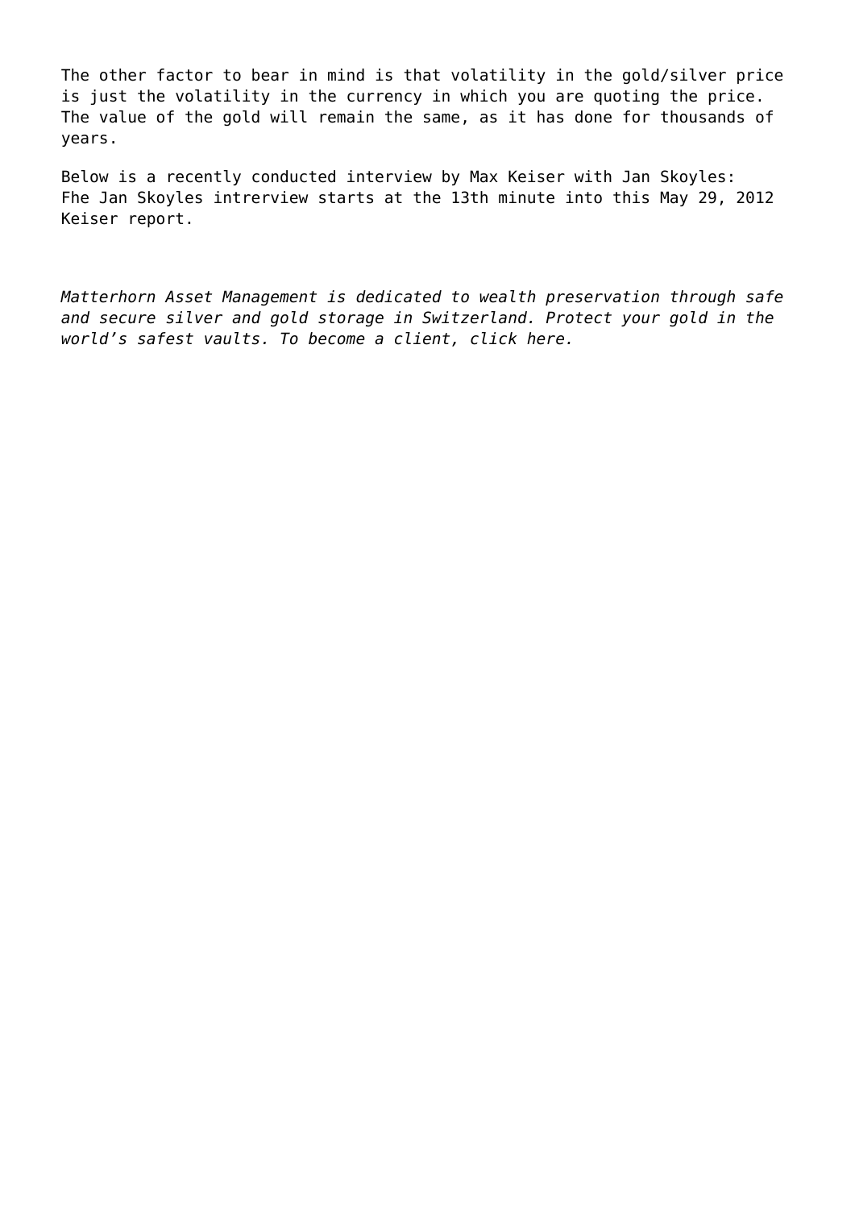The other factor to bear in mind is that volatility in the gold/silver price is just the volatility in the currency in which you are quoting the price. The value of the gold will remain the same, as it has done for thousands of years.

Below is a recently conducted interview by Max Keiser with Jan Skoyles: Fhe Jan Skoyles intrerview starts at the 13th minute into this May 29, 2012 Keiser report.

*Matterhorn Asset Management is dedicated to wealth preservation through safe and secure silver and gold storage in Switzerland. Protect your gold in the world's safest vaults. To become a client, click here.*